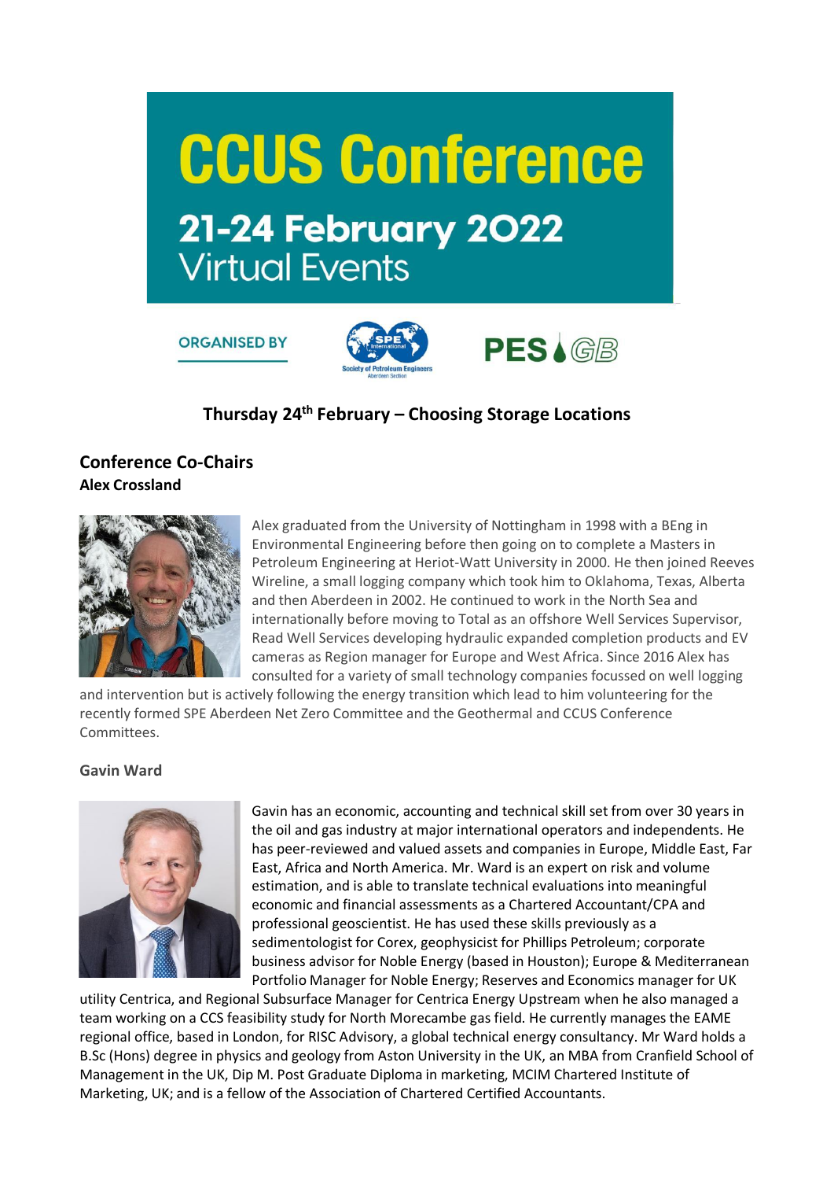# CCUS Conference

## 21-24 February 2022
Virtual Events

ORGANISED BY

Society of Petroleum Engineers Aberdeen Section

PES GB

### Thursday 24th February – Choosing Storage Locations

## Conference Co-Chairs

**Alex Crossland**

Alex graduated from the University of Nottingham in 1998 with a BEng in Environmental Engineering before then going on to complete a Masters in Petroleum Engineering at Heriot-Watt University in 2000. He then joined Reeves Wireline, a small logging company which took him to Oklahoma, Texas, Alberta and then Aberdeen in 2002. He continued to work in the North Sea and internationally before moving to Total as an offshore Well Services Supervisor, Read Well Services developing hydraulic expanded completion products and EV cameras as Region manager for Europe and West Africa. Since 2016 Alex has consulted for a variety of small technology companies focussed on well logging and intervention but is actively following the energy transition which lead to him volunteering for the recently formed SPE Aberdeen Net Zero Committee and the Geothermal and CCUS Conference Committees.

**Gavin Ward**

Gavin has an economic, accounting and technical skill set from over 30 years in the oil and gas industry at major international operators and independents. He has peer-reviewed and valued assets and companies in Europe, Middle East, Far East, Africa and North America. Mr. Ward is an expert on risk and volume estimation, and is able to translate technical evaluations into meaningful economic and financial assessments as a Chartered Accountant/CPA and professional geoscientist. He has used these skills previously as a sedimentologist for Corex, geophysicist for Phillips Petroleum; corporate business advisor for Noble Energy (based in Houston); Europe & Mediterranean Portfolio Manager for Noble Energy; Reserves and Economics manager for UK utility Centrica, and Regional Subsurface Manager for Centrica Energy Upstream when he also managed a team working on a CCS feasibility study for North Morecambe gas field. He currently manages the EAME regional office, based in London, for RISC Advisory, a global technical energy consultancy. Mr Ward holds a B.Sc (Hons) degree in physics and geology from Aston University in the UK, an MBA from Cranfield School of Management in the UK, Dip M. Post Graduate Diploma in marketing, MCIM Chartered Institute of Marketing, UK; and is a fellow of the Association of Chartered Certified Accountants.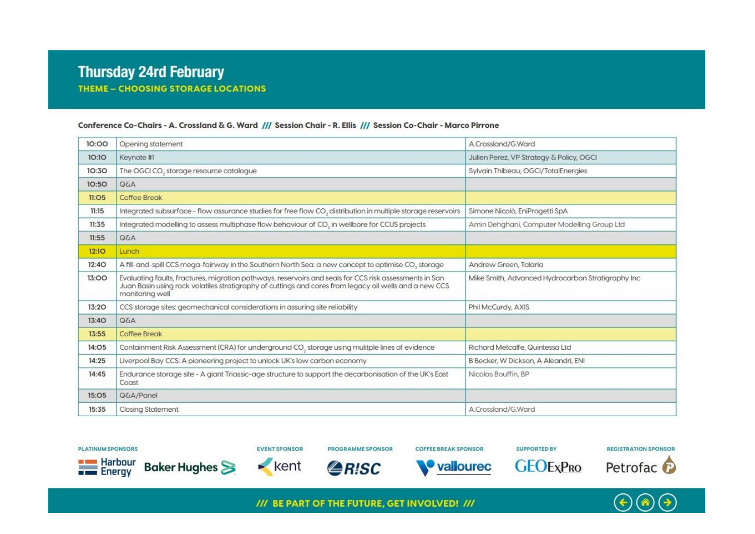# Thursday 24rd February

**THEME – CHOOSING STORAGE LOCATIONS**

**Conference Co-Chairs - A. Crossland & G. Ward /// Session Chair - R. Ellis /// Session Co-Chair - Marco Pirrone**

| Time | Session | Speaker |
|---|---|---|
| 10:00 | Opening statement | A.Crossland/G.Ward |
| 10:10 | Keynote #1 | Julien Perez, VP Strategy & Policy, OGCI |
| 10:30 | The OGCI $CO_2$ storage resource catalogue | Sylvain Thibeau, OGCI/TotalEnergies |
| 10:50 | Q&A | |
| 11:05 | Coffee Break | |
| 11:15 | Integrated subsurface - flow assurance studies for free flow $CO_2$ distribution in multiple storage reservoirs | Simone Nicolò, EniProgetti SpA |
| 11:35 | Integrated modelling to assess multiphase flow behaviour of $CO_2$ in wellbore for CCUS projects | Amin Dehghani, Computer Modelling Group Ltd |
| 11:55 | Q&A | |
| 12:10 | Lunch | |
| 12:40 | A fill-and-spill CCS mega-fairway in the Southern North Sea: a new concept to optimise $CO_2$ storage | Andrew Green, Talaria |
| 13:00 | Evaluating faults, fractures, migration pathways, reservoirs and seals for CCS risk assessments in San Juan Basin using rock volatiles stratigraphy of cuttings and cores from legacy oil wells and a new CCS monitoring well | Mike Smith, Advanced Hydrocarbon Stratigraphy Inc |
| 13:20 | CCS storage sites: geomechanical considerations in assuring site reliability | Phil McCurdy, AXIS |
| 13:40 | Q&A | |
| 13:55 | Coffee Break | |
| 14:05 | Containment Risk Assessment (CRA) for underground $CO_2$ storage using mulitple lines of evidence | Richard Metcalfe, Quintessa Ltd |
| 14:25 | Liverpool Bay CCS: A pioneering project to unlock UK's low carbon economy | B Becker, W Dickson, A Aleandri, ENI |
| 14:45 | Endurance storage site - A giant Triassic-age structure to support the decarbonisation of the UK's East Coast | Nicolas Bouffin, BP |
| 15:05 | Q&A/Panel | |
| 15:35 | Closing Statement | A.Crossland/G.Ward |

PLATINUM SPONSORS: Harbour Energy, Baker Hughes | EVENT SPONSOR: kent | PROGRAMME SPONSOR: RISC | COFFEE BREAK SPONSOR: vallourec | SUPPORTED BY: GEOExPro | REGISTRATION SPONSOR: Petrofac

/// BE PART OF THE FUTURE, GET INVOLVED! ///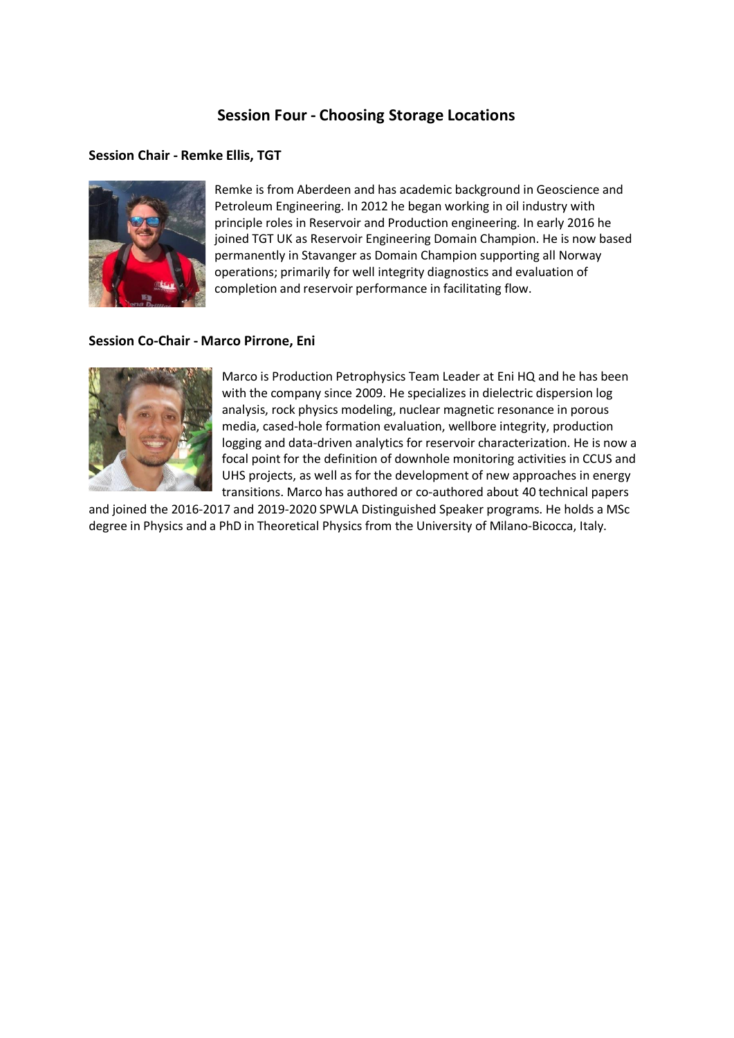## Session Four - Choosing Storage Locations

### Session Chair - Remke Ellis, TGT

Remke is from Aberdeen and has academic background in Geoscience and Petroleum Engineering. In 2012 he began working in oil industry with principle roles in Reservoir and Production engineering. In early 2016 he joined TGT UK as Reservoir Engineering Domain Champion. He is now based permanently in Stavanger as Domain Champion supporting all Norway operations; primarily for well integrity diagnostics and evaluation of completion and reservoir performance in facilitating flow.

### Session Co-Chair - Marco Pirrone, Eni

Marco is Production Petrophysics Team Leader at Eni HQ and he has been with the company since 2009. He specializes in dielectric dispersion log analysis, rock physics modeling, nuclear magnetic resonance in porous media, cased-hole formation evaluation, wellbore integrity, production logging and data-driven analytics for reservoir characterization. He is now a focal point for the definition of downhole monitoring activities in CCUS and UHS projects, as well as for the development of new approaches in energy transitions. Marco has authored or co-authored about 40 technical papers and joined the 2016-2017 and 2019-2020 SPWLA Distinguished Speaker programs. He holds a MSc degree in Physics and a PhD in Theoretical Physics from the University of Milano-Bicocca, Italy.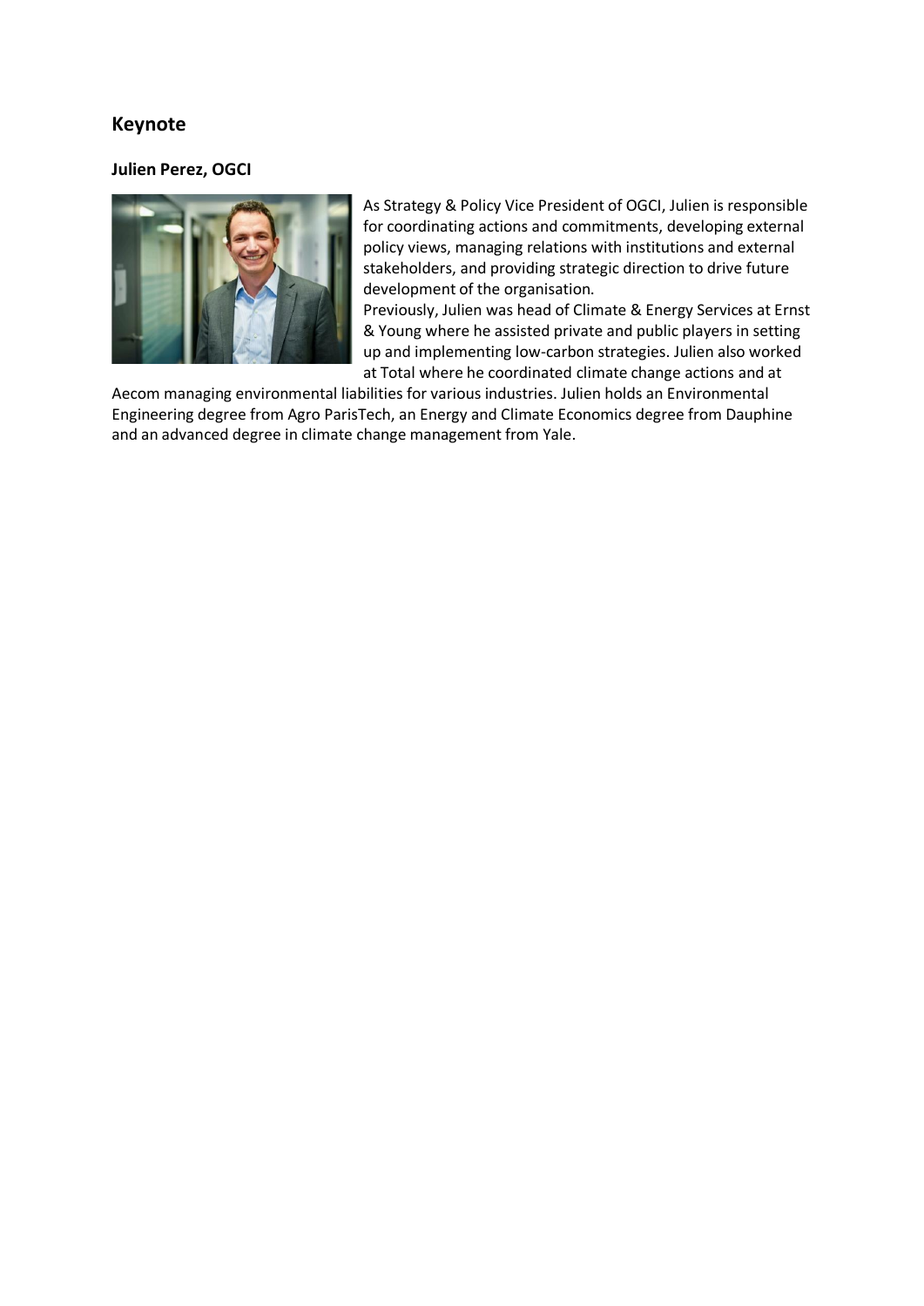## Keynote

### Julien Perez, OGCI

As Strategy & Policy Vice President of OGCI, Julien is responsible for coordinating actions and commitments, developing external policy views, managing relations with institutions and external stakeholders, and providing strategic direction to drive future development of the organisation.

Previously, Julien was head of Climate & Energy Services at Ernst & Young where he assisted private and public players in setting up and implementing low-carbon strategies. Julien also worked at Total where he coordinated climate change actions and at Aecom managing environmental liabilities for various industries. Julien holds an Environmental Engineering degree from Agro ParisTech, an Energy and Climate Economics degree from Dauphine and an advanced degree in climate change management from Yale.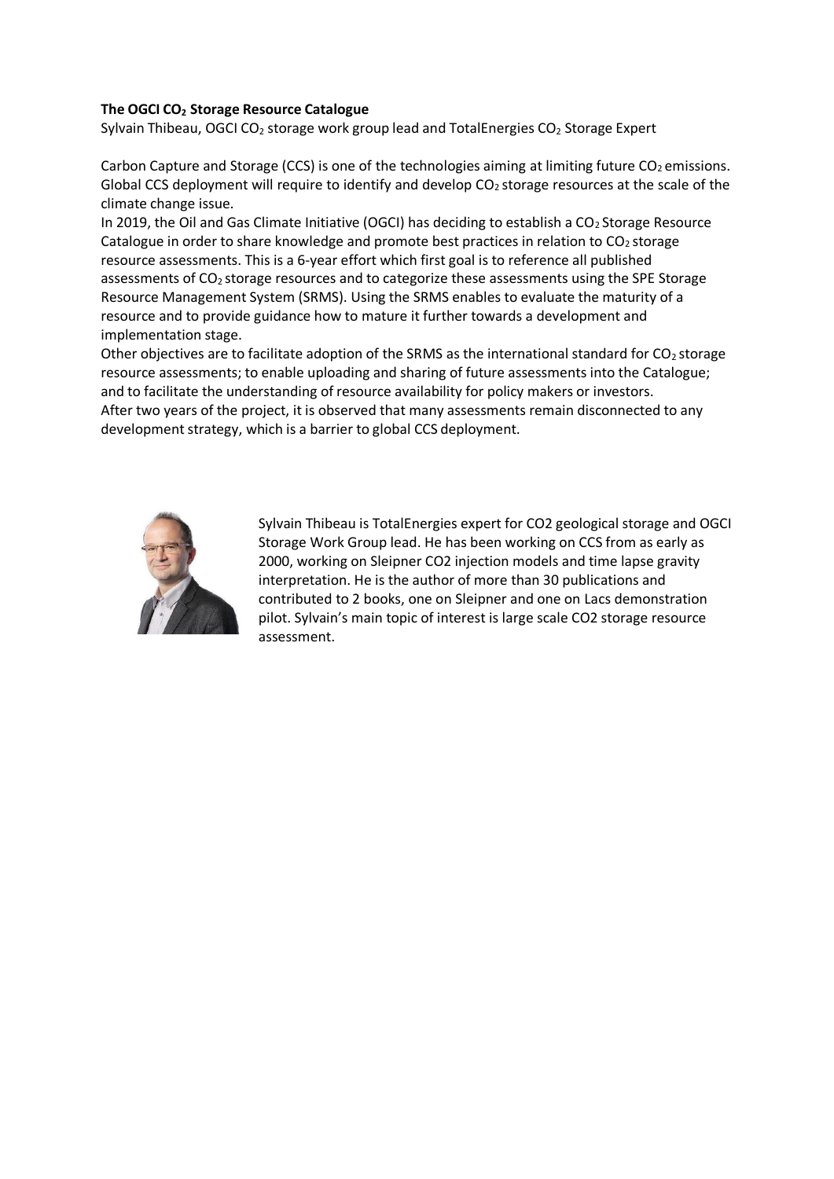**The OGCI $CO_2$ Storage Resource Catalogue**

Sylvain Thibeau, OGCI $CO_2$ storage work group lead and TotalEnergies $CO_2$ Storage Expert

Carbon Capture and Storage (CCS) is one of the technologies aiming at limiting future $CO_2$ emissions. Global CCS deployment will require to identify and develop $CO_2$ storage resources at the scale of the climate change issue.

In 2019, the Oil and Gas Climate Initiative (OGCI) has deciding to establish a $CO_2$ Storage Resource Catalogue in order to share knowledge and promote best practices in relation to $CO_2$ storage resource assessments. This is a 6-year effort which first goal is to reference all published assessments of $CO_2$ storage resources and to categorize these assessments using the SPE Storage Resource Management System (SRMS). Using the SRMS enables to evaluate the maturity of a resource and to provide guidance how to mature it further towards a development and implementation stage.

Other objectives are to facilitate adoption of the SRMS as the international standard for $CO_2$ storage resource assessments; to enable uploading and sharing of future assessments into the Catalogue; and to facilitate the understanding of resource availability for policy makers or investors.

After two years of the project, it is observed that many assessments remain disconnected to any development strategy, which is a barrier to global CCS deployment.

Sylvain Thibeau is TotalEnergies expert for CO2 geological storage and OGCI Storage Work Group lead. He has been working on CCS from as early as 2000, working on Sleipner CO2 injection models and time lapse gravity interpretation. He is the author of more than 30 publications and contributed to 2 books, one on Sleipner and one on Lacs demonstration pilot. Sylvain's main topic of interest is large scale CO2 storage resource assessment.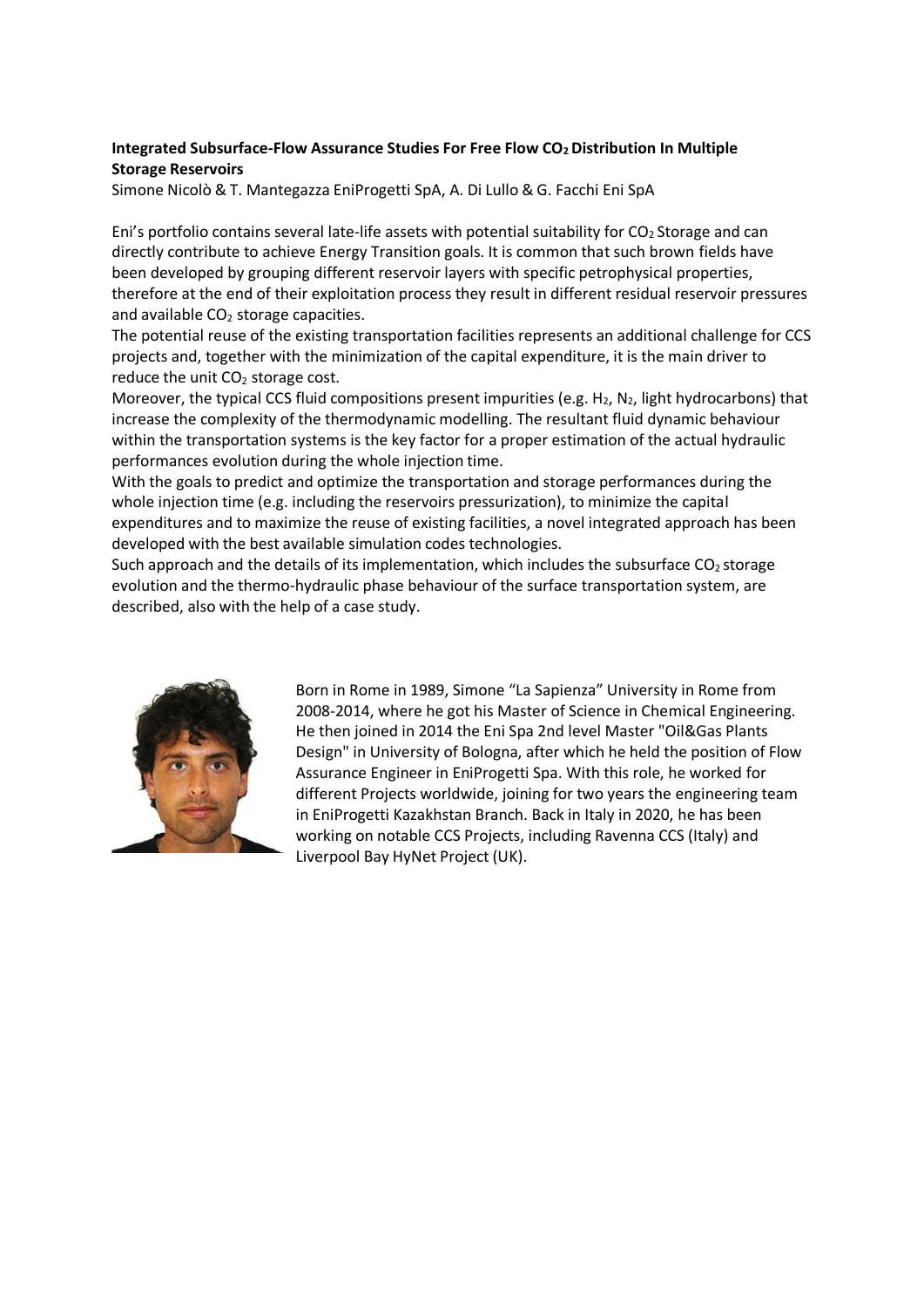**Integrated Subsurface-Flow Assurance Studies For Free Flow $CO_2$ Distribution In Multiple Storage Reservoirs**

Simone Nicolò & T. Mantegazza EniProgetti SpA, A. Di Lullo & G. Facchi Eni SpA

Eni's portfolio contains several late-life assets with potential suitability for $CO_2$ Storage and can directly contribute to achieve Energy Transition goals. It is common that such brown fields have been developed by grouping different reservoir layers with specific petrophysical properties, therefore at the end of their exploitation process they result in different residual reservoir pressures and available $CO_2$ storage capacities.

The potential reuse of the existing transportation facilities represents an additional challenge for CCS projects and, together with the minimization of the capital expenditure, it is the main driver to reduce the unit $CO_2$ storage cost.

Moreover, the typical CCS fluid compositions present impurities (e.g. $H_2$, $N_2$, light hydrocarbons) that increase the complexity of the thermodynamic modelling. The resultant fluid dynamic behaviour within the transportation systems is the key factor for a proper estimation of the actual hydraulic performances evolution during the whole injection time.

With the goals to predict and optimize the transportation and storage performances during the whole injection time (e.g. including the reservoirs pressurization), to minimize the capital expenditures and to maximize the reuse of existing facilities, a novel integrated approach has been developed with the best available simulation codes technologies.

Such approach and the details of its implementation, which includes the subsurface $CO_2$ storage evolution and the thermo-hydraulic phase behaviour of the surface transportation system, are described, also with the help of a case study.

Born in Rome in 1989, Simone "La Sapienza" University in Rome from 2008-2014, where he got his Master of Science in Chemical Engineering. He then joined in 2014 the Eni Spa 2nd level Master "Oil&Gas Plants Design" in University of Bologna, after which he held the position of Flow Assurance Engineer in EniProgetti Spa. With this role, he worked for different Projects worldwide, joining for two years the engineering team in EniProgetti Kazakhstan Branch. Back in Italy in 2020, he has been working on notable CCS Projects, including Ravenna CCS (Italy) and Liverpool Bay HyNet Project (UK).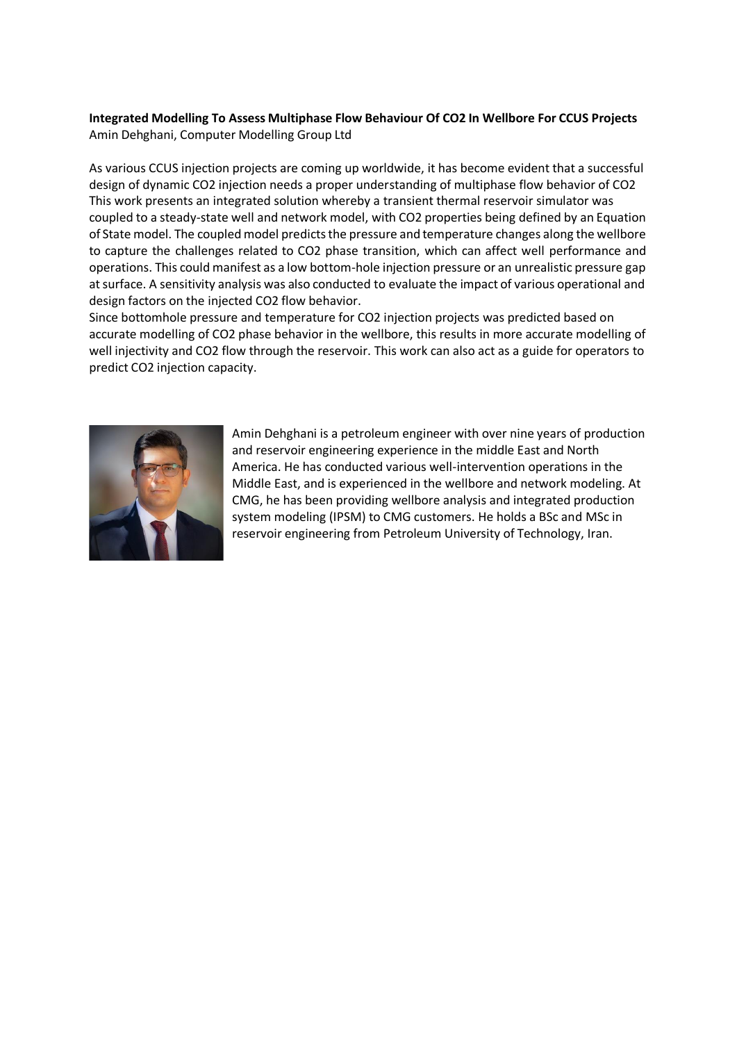**Integrated Modelling To Assess Multiphase Flow Behaviour Of $CO_2$ In Wellbore For CCUS Projects**
Amin Dehghani, Computer Modelling Group Ltd

As various CCUS injection projects are coming up worldwide, it has become evident that a successful design of dynamic $CO_2$ injection needs a proper understanding of multiphase flow behavior of $CO_2$ This work presents an integrated solution whereby a transient thermal reservoir simulator was coupled to a steady-state well and network model, with $CO_2$ properties being defined by an Equation of State model. The coupled model predicts the pressure and temperature changes along the wellbore to capture the challenges related to $CO_2$ phase transition, which can affect well performance and operations. This could manifest as a low bottom-hole injection pressure or an unrealistic pressure gap at surface. A sensitivity analysis was also conducted to evaluate the impact of various operational and design factors on the injected $CO_2$ flow behavior.
Since bottomhole pressure and temperature for $CO_2$ injection projects was predicted based on accurate modelling of $CO_2$ phase behavior in the wellbore, this results in more accurate modelling of well injectivity and $CO_2$ flow through the reservoir. This work can also act as a guide for operators to predict $CO_2$ injection capacity.

Amin Dehghani is a petroleum engineer with over nine years of production and reservoir engineering experience in the middle East and North America. He has conducted various well-intervention operations in the Middle East, and is experienced in the wellbore and network modeling. At CMG, he has been providing wellbore analysis and integrated production system modeling (IPSM) to CMG customers. He holds a BSc and MSc in reservoir engineering from Petroleum University of Technology, Iran.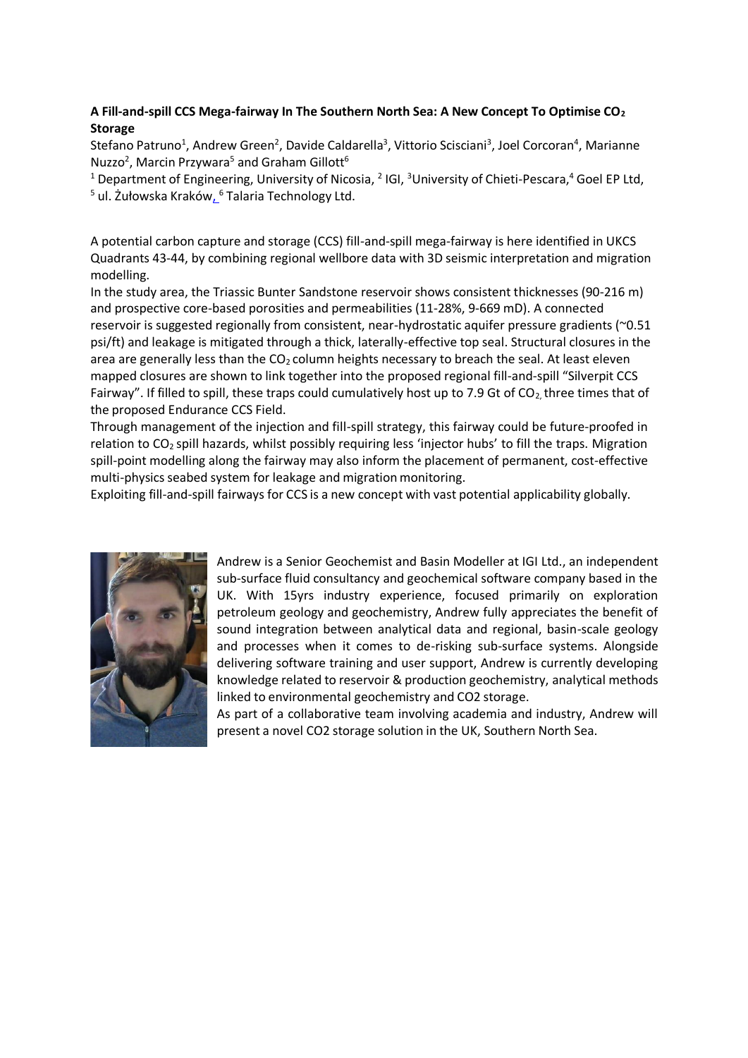**A Fill-and-spill CCS Mega-fairway In The Southern North Sea: A New Concept To Optimise $CO_2$ Storage**

Stefano Patruno[1], Andrew Green[2], Davide Caldarella[3], Vittorio Scisciani[3], Joel Corcoran[4], Marianne Nuzzo[2], Marcin Przywara[5] and Graham Gillott[6]

[1] Department of Engineering, University of Nicosia, [2] IGI, [3] University of Chieti-Pescara, [4] Goel EP Ltd, [5] ul. Żułowska Kraków, [6] Talaria Technology Ltd.

A potential carbon capture and storage (CCS) fill-and-spill mega-fairway is here identified in UKCS Quadrants 43-44, by combining regional wellbore data with 3D seismic interpretation and migration modelling.

In the study area, the Triassic Bunter Sandstone reservoir shows consistent thicknesses (90-216 m) and prospective core-based porosities and permeabilities (11-28%, 9-669 mD). A connected reservoir is suggested regionally from consistent, near-hydrostatic aquifer pressure gradients (~0.51 psi/ft) and leakage is mitigated through a thick, laterally-effective top seal. Structural closures in the area are generally less than the $CO_2$ column heights necessary to breach the seal. At least eleven mapped closures are shown to link together into the proposed regional fill-and-spill "Silverpit CCS Fairway". If filled to spill, these traps could cumulatively host up to 7.9 Gt of $CO_2$, three times that of the proposed Endurance CCS Field.

Through management of the injection and fill-spill strategy, this fairway could be future-proofed in relation to $CO_2$ spill hazards, whilst possibly requiring less 'injector hubs' to fill the traps. Migration spill-point modelling along the fairway may also inform the placement of permanent, cost-effective multi-physics seabed system for leakage and migration monitoring.

Exploiting fill-and-spill fairways for CCS is a new concept with vast potential applicability globally.

Andrew is a Senior Geochemist and Basin Modeller at IGI Ltd., an independent sub-surface fluid consultancy and geochemical software company based in the UK. With 15yrs industry experience, focused primarily on exploration petroleum geology and geochemistry, Andrew fully appreciates the benefit of sound integration between analytical data and regional, basin-scale geology and processes when it comes to de-risking sub-surface systems. Alongside delivering software training and user support, Andrew is currently developing knowledge related to reservoir & production geochemistry, analytical methods linked to environmental geochemistry and CO2 storage.

As part of a collaborative team involving academia and industry, Andrew will present a novel CO2 storage solution in the UK, Southern North Sea.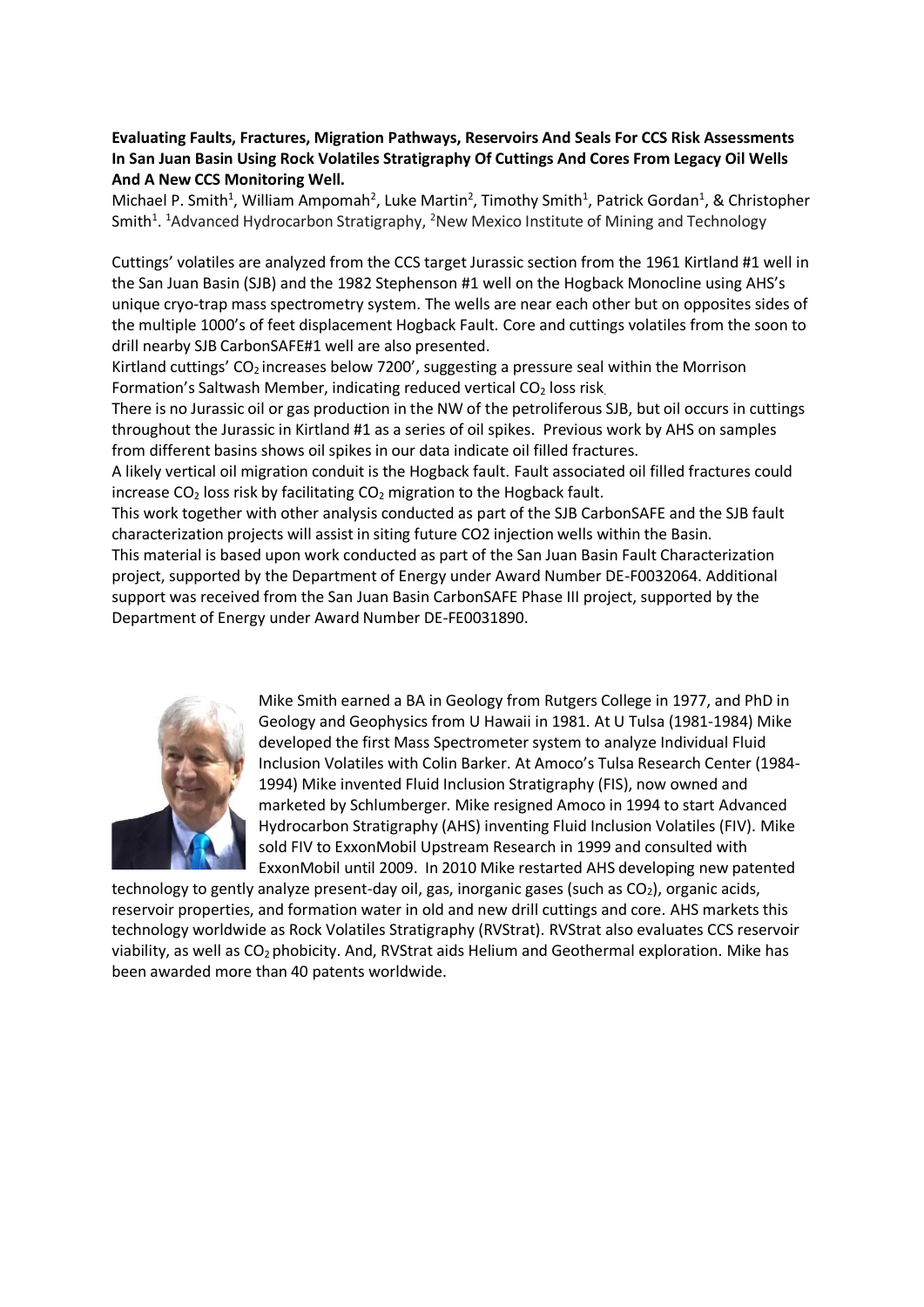**Evaluating Faults, Fractures, Migration Pathways, Reservoirs And Seals For CCS Risk Assessments In San Juan Basin Using Rock Volatiles Stratigraphy Of Cuttings And Cores From Legacy Oil Wells And A New CCS Monitoring Well.**

Michael P. Smith[1], William Ampomah[2], Luke Martin[2], Timothy Smith[1], Patrick Gordan[1], & Christopher Smith[1]. [1]Advanced Hydrocarbon Stratigraphy, [2]New Mexico Institute of Mining and Technology

Cuttings' volatiles are analyzed from the CCS target Jurassic section from the 1961 Kirtland #1 well in the San Juan Basin (SJB) and the 1982 Stephenson #1 well on the Hogback Monocline using AHS's unique cryo-trap mass spectrometry system. The wells are near each other but on opposites sides of the multiple 1000's of feet displacement Hogback Fault. Core and cuttings volatiles from the soon to drill nearby SJB CarbonSAFE#1 well are also presented.

Kirtland cuttings' $CO_2$ increases below 7200', suggesting a pressure seal within the Morrison Formation's Saltwash Member, indicating reduced vertical $CO_2$ loss risk.

There is no Jurassic oil or gas production in the NW of the petroliferous SJB, but oil occurs in cuttings throughout the Jurassic in Kirtland #1 as a series of oil spikes. Previous work by AHS on samples from different basins shows oil spikes in our data indicate oil filled fractures.

A likely vertical oil migration conduit is the Hogback fault. Fault associated oil filled fractures could increase $CO_2$ loss risk by facilitating $CO_2$ migration to the Hogback fault.

This work together with other analysis conducted as part of the SJB CarbonSAFE and the SJB fault characterization projects will assist in siting future CO2 injection wells within the Basin.

This material is based upon work conducted as part of the San Juan Basin Fault Characterization project, supported by the Department of Energy under Award Number DE-F0032064. Additional support was received from the San Juan Basin CarbonSAFE Phase III project, supported by the Department of Energy under Award Number DE-FE0031890.

Mike Smith earned a BA in Geology from Rutgers College in 1977, and PhD in Geology and Geophysics from U Hawaii in 1981. At U Tulsa (1981-1984) Mike developed the first Mass Spectrometer system to analyze Individual Fluid Inclusion Volatiles with Colin Barker. At Amoco's Tulsa Research Center (1984-1994) Mike invented Fluid Inclusion Stratigraphy (FIS), now owned and marketed by Schlumberger. Mike resigned Amoco in 1994 to start Advanced Hydrocarbon Stratigraphy (AHS) inventing Fluid Inclusion Volatiles (FIV). Mike sold FIV to ExxonMobil Upstream Research in 1999 and consulted with ExxonMobil until 2009. In 2010 Mike restarted AHS developing new patented technology to gently analyze present-day oil, gas, inorganic gases (such as $CO_2$), organic acids, reservoir properties, and formation water in old and new drill cuttings and core. AHS markets this technology worldwide as Rock Volatiles Stratigraphy (RVStrat). RVStrat also evaluates CCS reservoir viability, as well as $CO_2$ phobicity. And, RVStrat aids Helium and Geothermal exploration. Mike has been awarded more than 40 patents worldwide.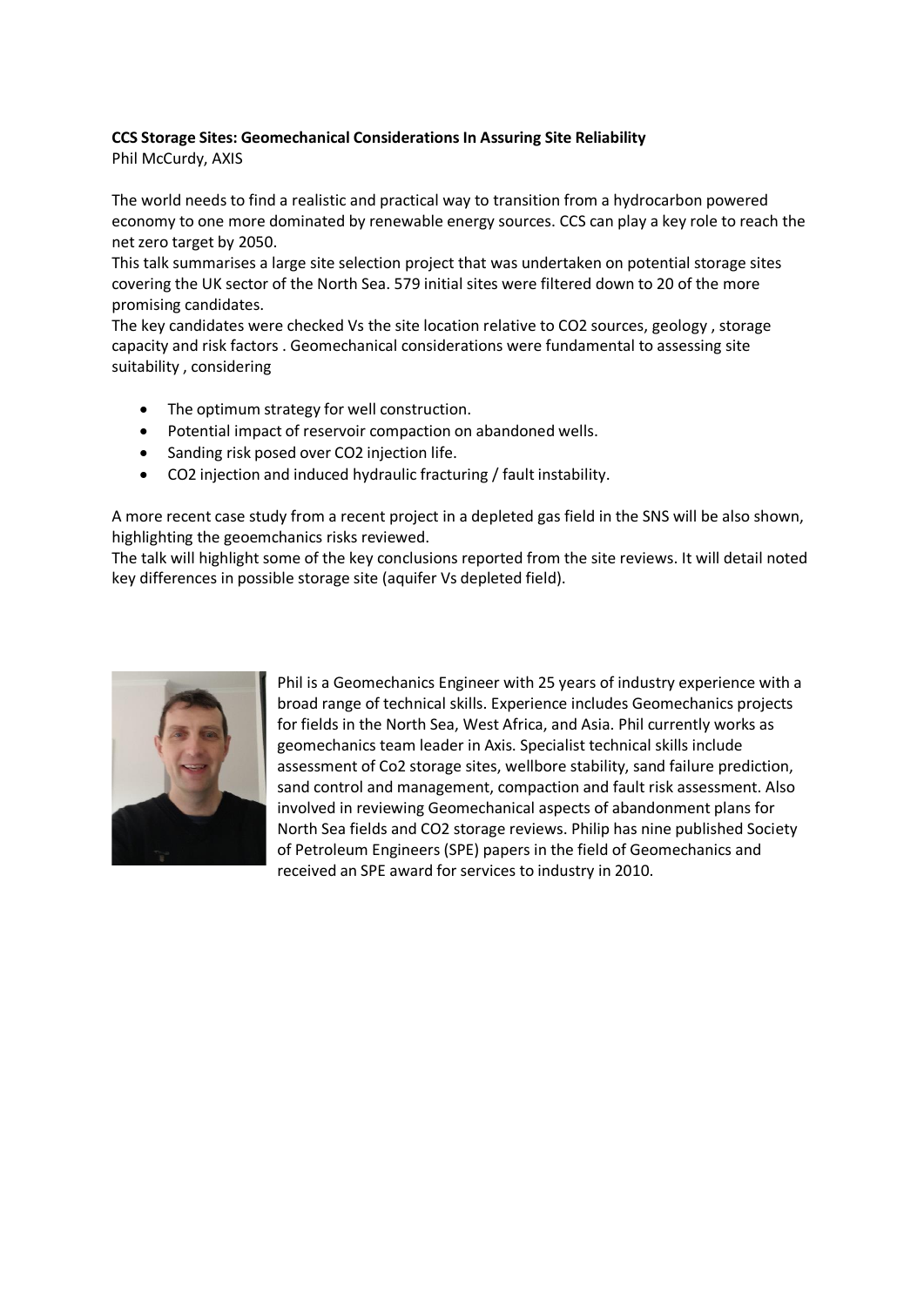**CCS Storage Sites: Geomechanical Considerations In Assuring Site Reliability**
Phil McCurdy, AXIS

The world needs to find a realistic and practical way to transition from a hydrocarbon powered economy to one more dominated by renewable energy sources. CCS can play a key role to reach the net zero target by 2050.

This talk summarises a large site selection project that was undertaken on potential storage sites covering the UK sector of the North Sea. 579 initial sites were filtered down to 20 of the more promising candidates.

The key candidates were checked Vs the site location relative to CO2 sources, geology , storage capacity and risk factors . Geomechanical considerations were fundamental to assessing site suitability , considering

- The optimum strategy for well construction.
- Potential impact of reservoir compaction on abandoned wells.
- Sanding risk posed over CO2 injection life.
- CO2 injection and induced hydraulic fracturing / fault instability.

A more recent case study from a recent project in a depleted gas field in the SNS will be also shown, highlighting the geoemchanics risks reviewed.

The talk will highlight some of the key conclusions reported from the site reviews. It will detail noted key differences in possible storage site (aquifer Vs depleted field).

Phil is a Geomechanics Engineer with 25 years of industry experience with a broad range of technical skills. Experience includes Geomechanics projects for fields in the North Sea, West Africa, and Asia. Phil currently works as geomechanics team leader in Axis. Specialist technical skills include assessment of Co2 storage sites, wellbore stability, sand failure prediction, sand control and management, compaction and fault risk assessment. Also involved in reviewing Geomechanical aspects of abandonment plans for North Sea fields and CO2 storage reviews. Philip has nine published Society of Petroleum Engineers (SPE) papers in the field of Geomechanics and received an SPE award for services to industry in 2010.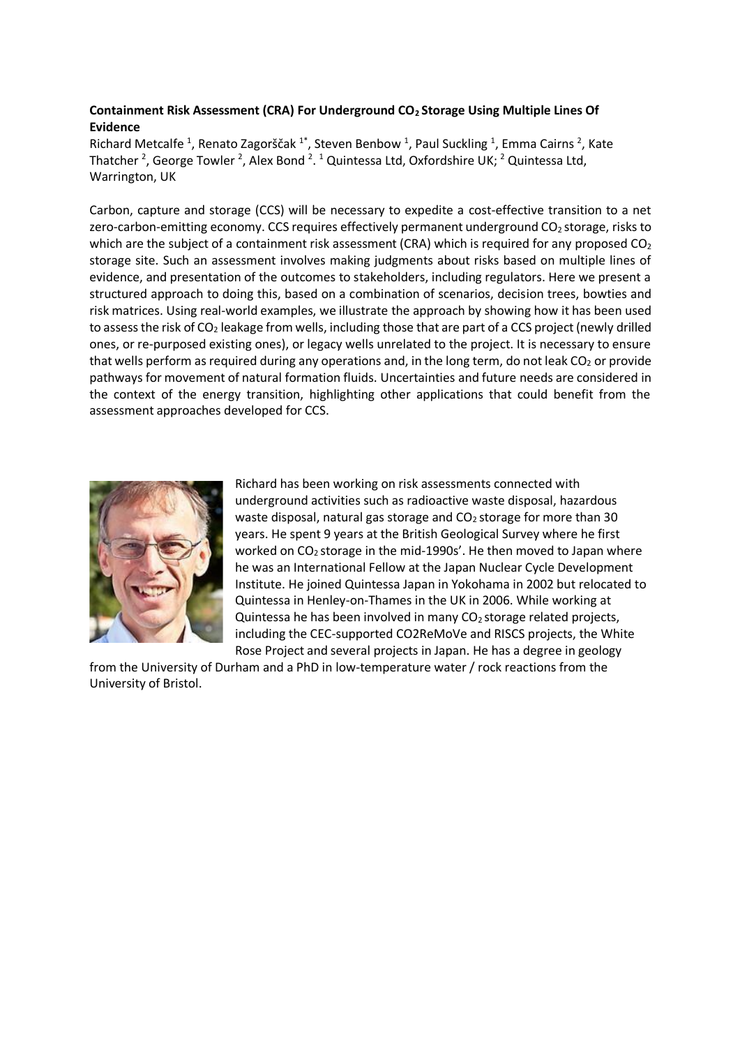**Containment Risk Assessment (CRA) For Underground $CO_2$ Storage Using Multiple Lines Of Evidence**

Richard Metcalfe [1], Renato Zagorščak [1*], Steven Benbow [1], Paul Suckling [1], Emma Cairns [2], Kate Thatcher [2], George Towler [2], Alex Bond [2]. [1] Quintessa Ltd, Oxfordshire UK; [2] Quintessa Ltd, Warrington, UK

Carbon, capture and storage (CCS) will be necessary to expedite a cost-effective transition to a net zero-carbon-emitting economy. CCS requires effectively permanent underground $CO_2$ storage, risks to which are the subject of a containment risk assessment (CRA) which is required for any proposed $CO_2$ storage site. Such an assessment involves making judgments about risks based on multiple lines of evidence, and presentation of the outcomes to stakeholders, including regulators. Here we present a structured approach to doing this, based on a combination of scenarios, decision trees, bowties and risk matrices. Using real-world examples, we illustrate the approach by showing how it has been used to assess the risk of $CO_2$ leakage from wells, including those that are part of a CCS project (newly drilled ones, or re-purposed existing ones), or legacy wells unrelated to the project. It is necessary to ensure that wells perform as required during any operations and, in the long term, do not leak $CO_2$ or provide pathways for movement of natural formation fluids. Uncertainties and future needs are considered in the context of the energy transition, highlighting other applications that could benefit from the assessment approaches developed for CCS.

Richard has been working on risk assessments connected with underground activities such as radioactive waste disposal, hazardous waste disposal, natural gas storage and $CO_2$ storage for more than 30 years. He spent 9 years at the British Geological Survey where he first worked on $CO_2$ storage in the mid-1990s'. He then moved to Japan where he was an International Fellow at the Japan Nuclear Cycle Development Institute. He joined Quintessa Japan in Yokohama in 2002 but relocated to Quintessa in Henley-on-Thames in the UK in 2006. While working at Quintessa he has been involved in many $CO_2$ storage related projects, including the CEC-supported CO2ReMoVe and RISCS projects, the White Rose Project and several projects in Japan. He has a degree in geology from the University of Durham and a PhD in low-temperature water / rock reactions from the University of Bristol.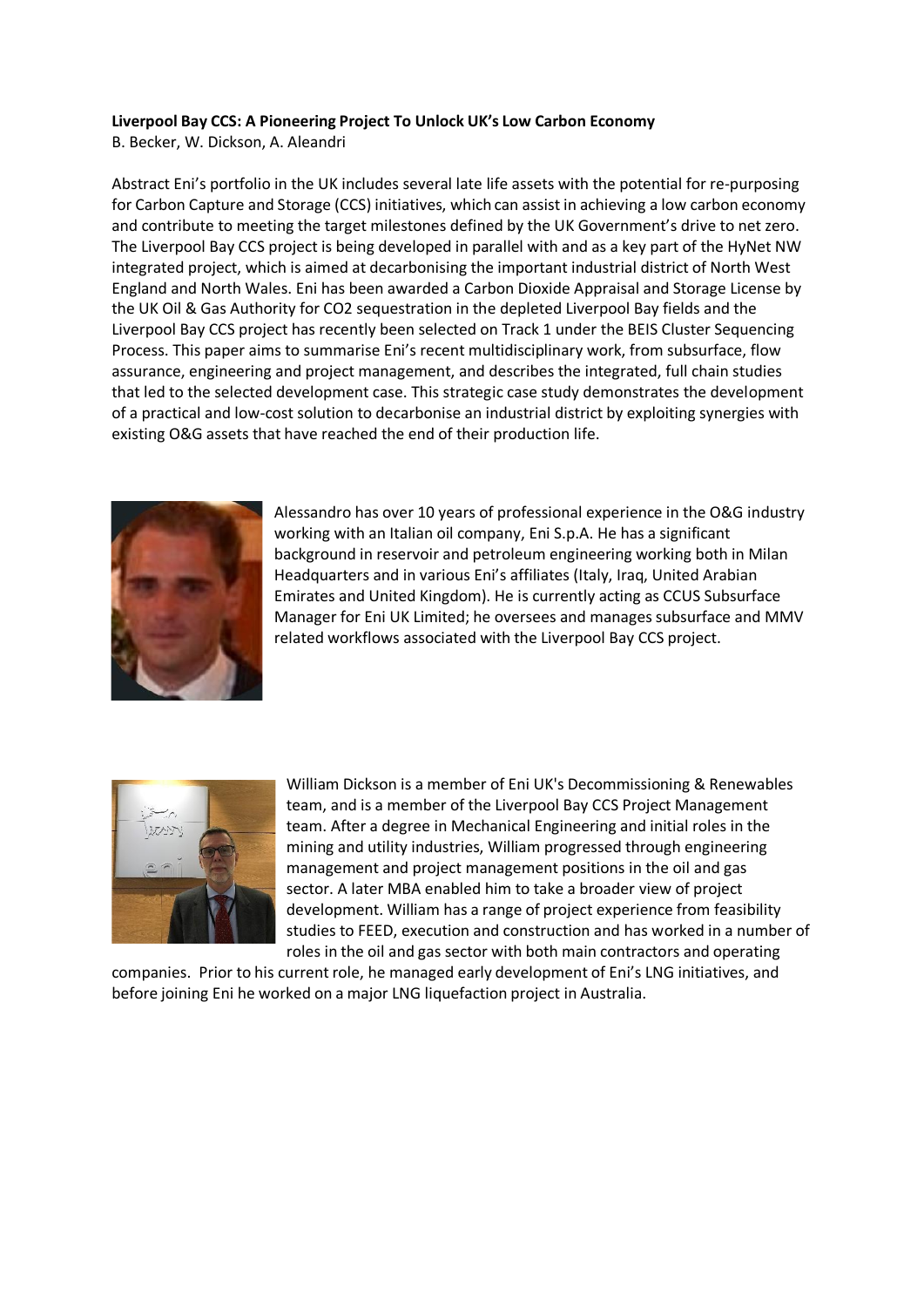**Liverpool Bay CCS: A Pioneering Project To Unlock UK's Low Carbon Economy**

B. Becker, W. Dickson, A. Aleandri

Abstract Eni's portfolio in the UK includes several late life assets with the potential for re-purposing for Carbon Capture and Storage (CCS) initiatives, which can assist in achieving a low carbon economy and contribute to meeting the target milestones defined by the UK Government's drive to net zero. The Liverpool Bay CCS project is being developed in parallel with and as a key part of the HyNet NW integrated project, which is aimed at decarbonising the important industrial district of North West England and North Wales. Eni has been awarded a Carbon Dioxide Appraisal and Storage License by the UK Oil & Gas Authority for $CO_2$ sequestration in the depleted Liverpool Bay fields and the Liverpool Bay CCS project has recently been selected on Track 1 under the BEIS Cluster Sequencing Process. This paper aims to summarise Eni's recent multidisciplinary work, from subsurface, flow assurance, engineering and project management, and describes the integrated, full chain studies that led to the selected development case. This strategic case study demonstrates the development of a practical and low-cost solution to decarbonise an industrial district by exploiting synergies with existing O&G assets that have reached the end of their production life.

Alessandro has over 10 years of professional experience in the O&G industry working with an Italian oil company, Eni S.p.A. He has a significant background in reservoir and petroleum engineering working both in Milan Headquarters and in various Eni's affiliates (Italy, Iraq, United Arabian Emirates and United Kingdom). He is currently acting as CCUS Subsurface Manager for Eni UK Limited; he oversees and manages subsurface and MMV related workflows associated with the Liverpool Bay CCS project.

William Dickson is a member of Eni UK's Decommissioning & Renewables team, and is a member of the Liverpool Bay CCS Project Management team. After a degree in Mechanical Engineering and initial roles in the mining and utility industries, William progressed through engineering management and project management positions in the oil and gas sector. A later MBA enabled him to take a broader view of project development. William has a range of project experience from feasibility studies to FEED, execution and construction and has worked in a number of roles in the oil and gas sector with both main contractors and operating companies. Prior to his current role, he managed early development of Eni's LNG initiatives, and before joining Eni he worked on a major LNG liquefaction project in Australia.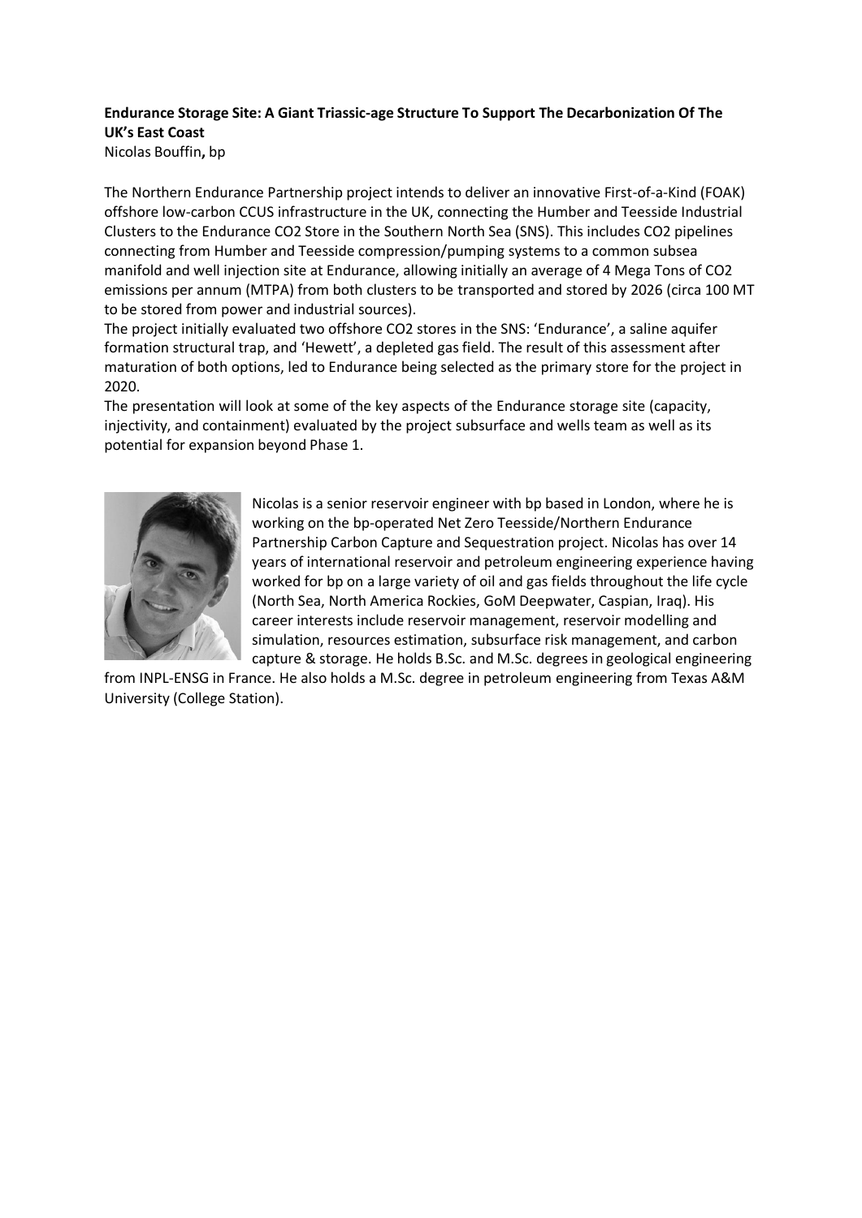**Endurance Storage Site: A Giant Triassic-age Structure To Support The Decarbonization Of The UK's East Coast**

Nicolas Bouffin**,** bp

The Northern Endurance Partnership project intends to deliver an innovative First-of-a-Kind (FOAK) offshore low-carbon CCUS infrastructure in the UK, connecting the Humber and Teesside Industrial Clusters to the Endurance CO2 Store in the Southern North Sea (SNS). This includes CO2 pipelines connecting from Humber and Teesside compression/pumping systems to a common subsea manifold and well injection site at Endurance, allowing initially an average of 4 Mega Tons of CO2 emissions per annum (MTPA) from both clusters to be transported and stored by 2026 (circa 100 MT to be stored from power and industrial sources).

The project initially evaluated two offshore CO2 stores in the SNS: 'Endurance', a saline aquifer formation structural trap, and 'Hewett', a depleted gas field. The result of this assessment after maturation of both options, led to Endurance being selected as the primary store for the project in 2020.

The presentation will look at some of the key aspects of the Endurance storage site (capacity, injectivity, and containment) evaluated by the project subsurface and wells team as well as its potential for expansion beyond Phase 1.

Nicolas is a senior reservoir engineer with bp based in London, where he is working on the bp-operated Net Zero Teesside/Northern Endurance Partnership Carbon Capture and Sequestration project. Nicolas has over 14 years of international reservoir and petroleum engineering experience having worked for bp on a large variety of oil and gas fields throughout the life cycle (North Sea, North America Rockies, GoM Deepwater, Caspian, Iraq). His career interests include reservoir management, reservoir modelling and simulation, resources estimation, subsurface risk management, and carbon capture & storage. He holds B.Sc. and M.Sc. degrees in geological engineering from INPL-ENSG in France. He also holds a M.Sc. degree in petroleum engineering from Texas A&M University (College Station).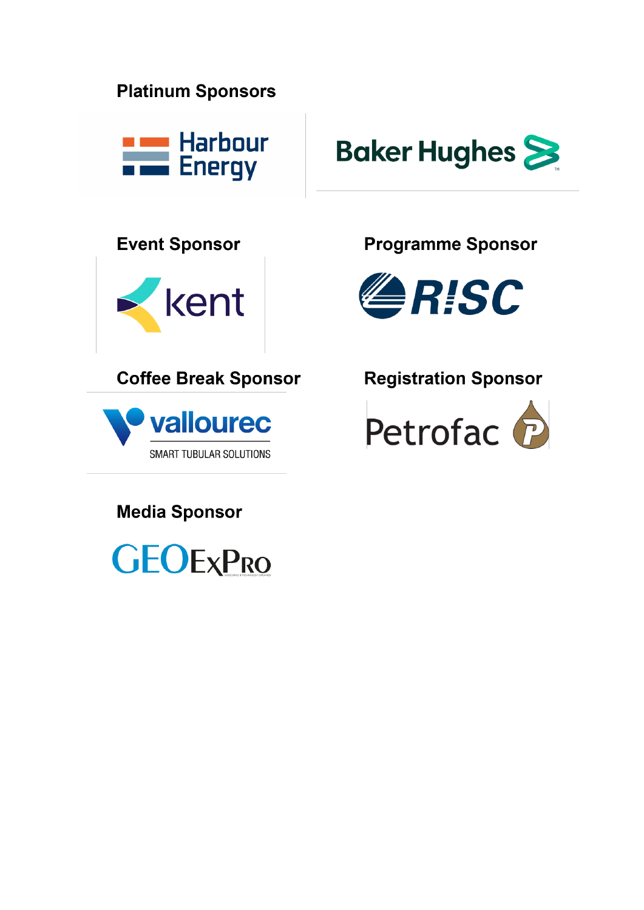## Platinum Sponsors

Harbour Energy

Baker Hughes

## Event Sponsor

kent

## Programme Sponsor

RISC

## Coffee Break Sponsor

vallourec

SMART TUBULAR SOLUTIONS

## Registration Sponsor

Petrofac

## Media Sponsor

GEOExPro